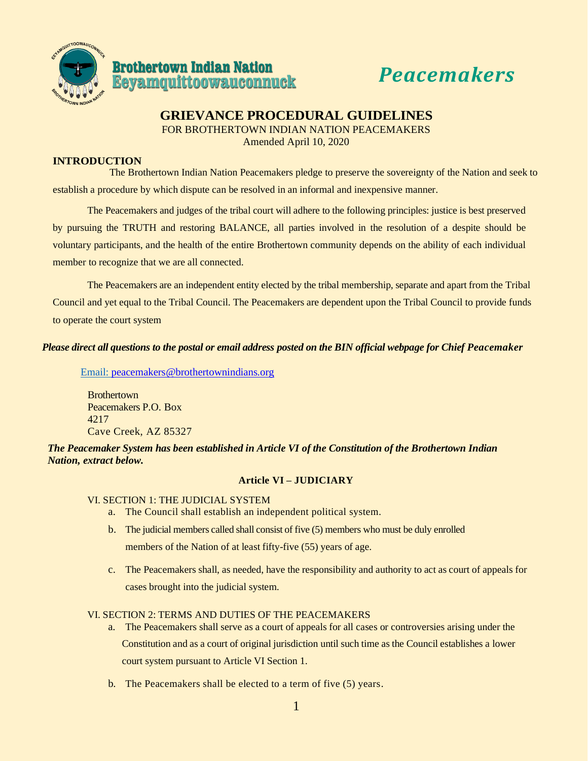Brothertown Indian Nation
Eeyamquittoowauconnuck

*Peacemakers*

# GRIEVANCE PROCEDURAL GUIDELINES

FOR BROTHERTOWN INDIAN NATION PEACEMAKERS

Amended April 10, 2020

## INTRODUCTION

The Brothertown Indian Nation Peacemakers pledge to preserve the sovereignty of the Nation and seek to establish a procedure by which dispute can be resolved in an informal and inexpensive manner.

The Peacemakers and judges of the tribal court will adhere to the following principles: justice is best preserved by pursuing the TRUTH and restoring BALANCE, all parties involved in the resolution of a despite should be voluntary participants, and the health of the entire Brothertown community depends on the ability of each individual member to recognize that we are all connected.

The Peacemakers are an independent entity elected by the tribal membership, separate and apart from the Tribal Council and yet equal to the Tribal Council. The Peacemakers are dependent upon the Tribal Council to provide funds to operate the court system

***Please direct all questions to the postal or email address posted on the BIN official webpage for Chief Peacemaker***

Email: peacemakers@brothertownindians.org

Brothertown
Peacemakers P.O. Box
4217
Cave Creek, AZ 85327

***The Peacemaker System has been established in Article VI of the Constitution of the Brothertown Indian Nation, extract below.***

### Article VI – JUDICIARY

VI. SECTION 1: THE JUDICIAL SYSTEM

a. The Council shall establish an independent political system.

b. The judicial members called shall consist of five (5) members who must be duly enrolled members of the Nation of at least fifty-five (55) years of age.

c. The Peacemakers shall, as needed, have the responsibility and authority to act as court of appeals for cases brought into the judicial system.

VI. SECTION 2: TERMS AND DUTIES OF THE PEACEMAKERS

a. The Peacemakers shall serve as a court of appeals for all cases or controversies arising under the Constitution and as a court of original jurisdiction until such time as the Council establishes a lower court system pursuant to Article VI Section 1.

b. The Peacemakers shall be elected to a term of five (5) years.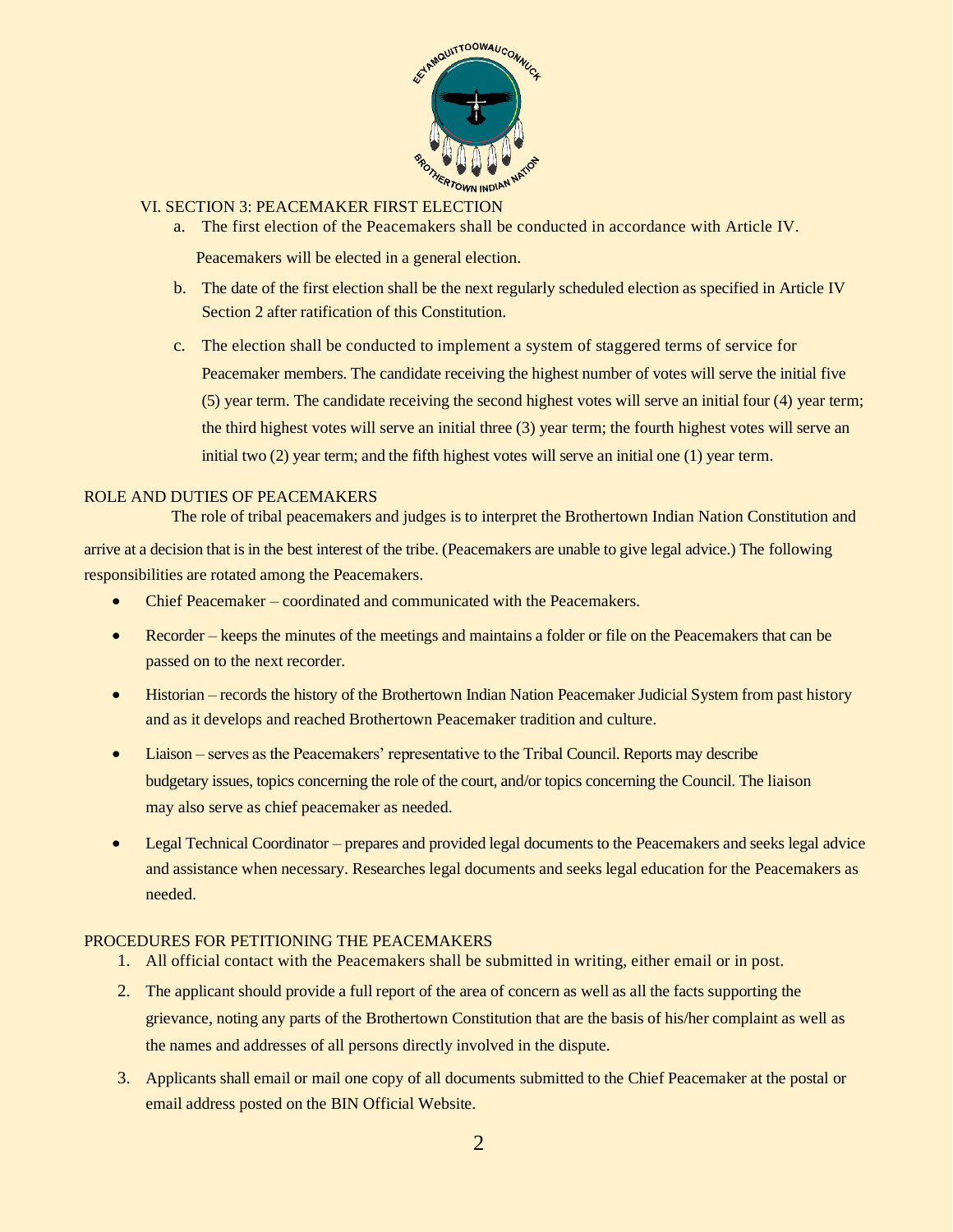VI. SECTION 3: PEACEMAKER FIRST ELECTION

a. The first election of the Peacemakers shall be conducted in accordance with Article IV.

   Peacemakers will be elected in a general election.

b. The date of the first election shall be the next regularly scheduled election as specified in Article IV Section 2 after ratification of this Constitution.

c. The election shall be conducted to implement a system of staggered terms of service for Peacemaker members. The candidate receiving the highest number of votes will serve the initial five (5) year term. The candidate receiving the second highest votes will serve an initial four (4) year term; the third highest votes will serve an initial three (3) year term; the fourth highest votes will serve an initial two (2) year term; and the fifth highest votes will serve an initial one (1) year term.

ROLE AND DUTIES OF PEACEMAKERS

The role of tribal peacemakers and judges is to interpret the Brothertown Indian Nation Constitution and arrive at a decision that is in the best interest of the tribe. (Peacemakers are unable to give legal advice.) The following responsibilities are rotated among the Peacemakers.

- Chief Peacemaker – coordinated and communicated with the Peacemakers.
- Recorder – keeps the minutes of the meetings and maintains a folder or file on the Peacemakers that can be passed on to the next recorder.
- Historian – records the history of the Brothertown Indian Nation Peacemaker Judicial System from past history and as it develops and reached Brothertown Peacemaker tradition and culture.
- Liaison – serves as the Peacemakers' representative to the Tribal Council. Reports may describe budgetary issues, topics concerning the role of the court, and/or topics concerning the Council. The liaison may also serve as chief peacemaker as needed.
- Legal Technical Coordinator – prepares and provided legal documents to the Peacemakers and seeks legal advice and assistance when necessary. Researches legal documents and seeks legal education for the Peacemakers as needed.

PROCEDURES FOR PETITIONING THE PEACEMAKERS

1. All official contact with the Peacemakers shall be submitted in writing, either email or in post.
2. The applicant should provide a full report of the area of concern as well as all the facts supporting the grievance, noting any parts of the Brothertown Constitution that are the basis of his/her complaint as well as the names and addresses of all persons directly involved in the dispute.
3. Applicants shall email or mail one copy of all documents submitted to the Chief Peacemaker at the postal or email address posted on the BIN Official Website.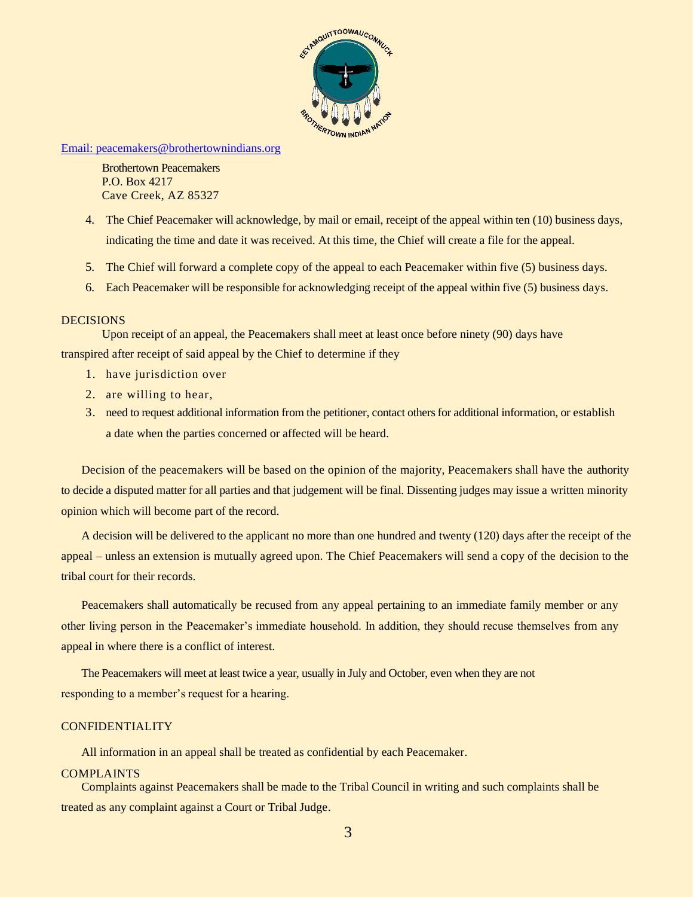Email: peacemakers@brothertownindians.org

Brothertown Peacemakers
P.O. Box 4217
Cave Creek, AZ 85327

4. The Chief Peacemaker will acknowledge, by mail or email, receipt of the appeal within ten (10) business days, indicating the time and date it was received. At this time, the Chief will create a file for the appeal.
5. The Chief will forward a complete copy of the appeal to each Peacemaker within five (5) business days.
6. Each Peacemaker will be responsible for acknowledging receipt of the appeal within five (5) business days.

DECISIONS

Upon receipt of an appeal, the Peacemakers shall meet at least once before ninety (90) days have transpired after receipt of said appeal by the Chief to determine if they

1. have jurisdiction over
2. are willing to hear,
3. need to request additional information from the petitioner, contact others for additional information, or establish a date when the parties concerned or affected will be heard.

Decision of the peacemakers will be based on the opinion of the majority, Peacemakers shall have the authority to decide a disputed matter for all parties and that judgement will be final. Dissenting judges may issue a written minority opinion which will become part of the record.

A decision will be delivered to the applicant no more than one hundred and twenty (120) days after the receipt of the appeal – unless an extension is mutually agreed upon. The Chief Peacemakers will send a copy of the decision to the tribal court for their records.

Peacemakers shall automatically be recused from any appeal pertaining to an immediate family member or any other living person in the Peacemaker's immediate household. In addition, they should recuse themselves from any appeal in where there is a conflict of interest.

The Peacemakers will meet at least twice a year, usually in July and October, even when they are not responding to a member's request for a hearing.

CONFIDENTIALITY

All information in an appeal shall be treated as confidential by each Peacemaker.

COMPLAINTS

Complaints against Peacemakers shall be made to the Tribal Council in writing and such complaints shall be treated as any complaint against a Court or Tribal Judge.